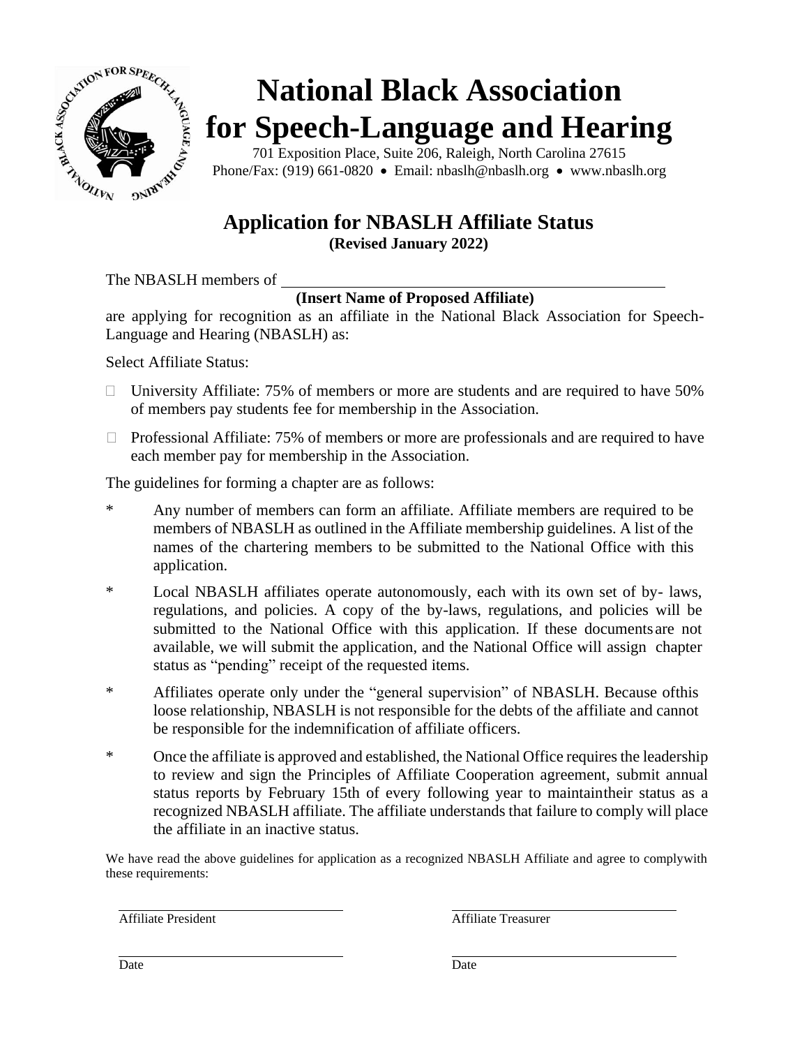# National Black Association for Speech-Language and Hearing

701 Exposition Place, Suite 206, Raleigh, North Carolina 27615
Phone/Fax: (919) 661-0820 • Email: nbaslh@nbaslh.org • www.nbaslh.org

## Application for NBASLH Affiliate Status

**(Revised January 2022)**

The NBASLH members of ______________________________________________
**(Insert Name of Proposed Affiliate)**
are applying for recognition as an affiliate in the National Black Association for Speech-Language and Hearing (NBASLH) as:

Select Affiliate Status:

- ☐ University Affiliate: 75% of members or more are students and are required to have 50% of members pay students fee for membership in the Association.
- ☐ Professional Affiliate: 75% of members or more are professionals and are required to have each member pay for membership in the Association.

The guidelines for forming a chapter are as follows:

\* Any number of members can form an affiliate. Affiliate members are required to be members of NBASLH as outlined in the Affiliate membership guidelines. A list of the names of the chartering members to be submitted to the National Office with this application.

\* Local NBASLH affiliates operate autonomously, each with its own set of by- laws, regulations, and policies. A copy of the by-laws, regulations, and policies will be submitted to the National Office with this application. If these documents are not available, we will submit the application, and the National Office will assign chapter status as "pending" receipt of the requested items.

\* Affiliates operate only under the "general supervision" of NBASLH. Because ofthis loose relationship, NBASLH is not responsible for the debts of the affiliate and cannot be responsible for the indemnification of affiliate officers.

\* Once the affiliate is approved and established, the National Office requires the leadership to review and sign the Principles of Affiliate Cooperation agreement, submit annual status reports by February 15th of every following year to maintaintheir status as a recognized NBASLH affiliate. The affiliate understands that failure to comply will place the affiliate in an inactive status.

We have read the above guidelines for application as a recognized NBASLH Affiliate and agree to complywith these requirements:

______________________________ ______________________________
Affiliate President Affiliate Treasurer

______________________________ ______________________________
Date Date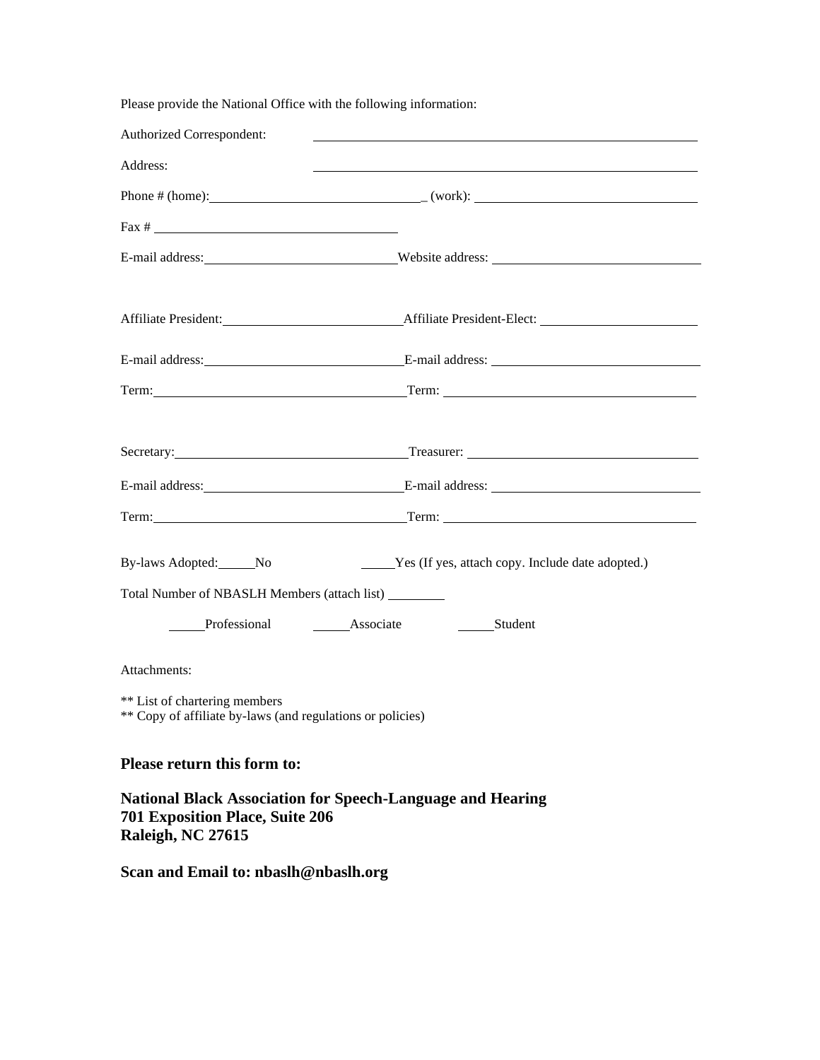Please provide the National Office with the following information:

Authorized Correspondent: ______________________________________________

Address: ______________________________________________

Phone # (home): ______________________________ (work): ______________________________

Fax # ______________________________

E-mail address: ______________________________ Website address: ______________________________

Affiliate President: ______________________________ Affiliate President-Elect: ______________________________

E-mail address: ______________________________ E-mail address: ______________________________

Term: ______________________________ Term: ______________________________

Secretary: ______________________________ Treasurer: ______________________________

E-mail address: ______________________________ E-mail address: ______________________________

Term: ______________________________ Term: ______________________________

By-laws Adopted: _____No _____Yes (If yes, attach copy. Include date adopted.)

Total Number of NBASLH Members (attach list) ________

_____Professional _____Associate _____Student

Attachments:

** List of chartering members
** Copy of affiliate by-laws (and regulations or policies)

**Please return this form to:**

**National Black Association for Speech-Language and Hearing**
**701 Exposition Place, Suite 206**
**Raleigh, NC 27615**

**Scan and Email to: nbaslh@nbaslh.org**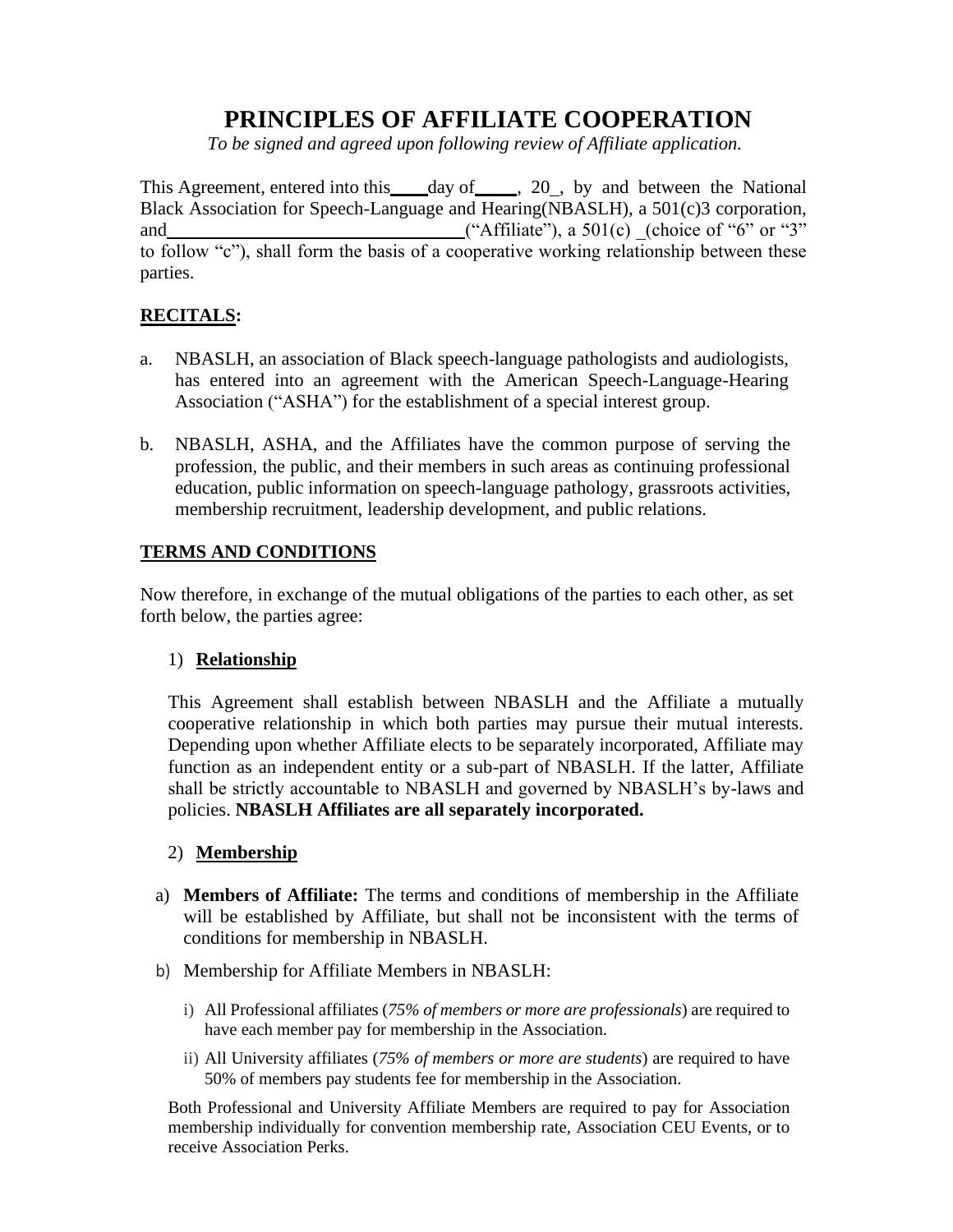# PRINCIPLES OF AFFILIATE COOPERATION

*To be signed and agreed upon following review of Affiliate application.*

This Agreement, entered into this____day of_____, 20_, by and between the National Black Association for Speech-Language and Hearing(NBASLH), a 501(c)3 corporation, and________________________________(“Affiliate”), a 501(c) _(choice of “6” or “3” to follow “c”), shall form the basis of a cooperative working relationship between these parties.

## RECITALS:

a. NBASLH, an association of Black speech-language pathologists and audiologists, has entered into an agreement with the American Speech-Language-Hearing Association (“ASHA”) for the establishment of a special interest group.

b. NBASLH, ASHA, and the Affiliates have the common purpose of serving the profession, the public, and their members in such areas as continuing professional education, public information on speech-language pathology, grassroots activities, membership recruitment, leadership development, and public relations.

## TERMS AND CONDITIONS

Now therefore, in exchange of the mutual obligations of the parties to each other, as set forth below, the parties agree:

### 1) Relationship

This Agreement shall establish between NBASLH and the Affiliate a mutually cooperative relationship in which both parties may pursue their mutual interests. Depending upon whether Affiliate elects to be separately incorporated, Affiliate may function as an independent entity or a sub-part of NBASLH. If the latter, Affiliate shall be strictly accountable to NBASLH and governed by NBASLH’s by-laws and policies. **NBASLH Affiliates are all separately incorporated.**

### 2) Membership

a) **Members of Affiliate:** The terms and conditions of membership in the Affiliate will be established by Affiliate, but shall not be inconsistent with the terms of conditions for membership in NBASLH.

b) Membership for Affiliate Members in NBASLH:

   i) All Professional affiliates (*75% of members or more are professionals*) are required to have each member pay for membership in the Association.

   ii) All University affiliates (*75% of members or more are students*) are required to have 50% of members pay students fee for membership in the Association.

Both Professional and University Affiliate Members are required to pay for Association membership individually for convention membership rate, Association CEU Events, or to receive Association Perks.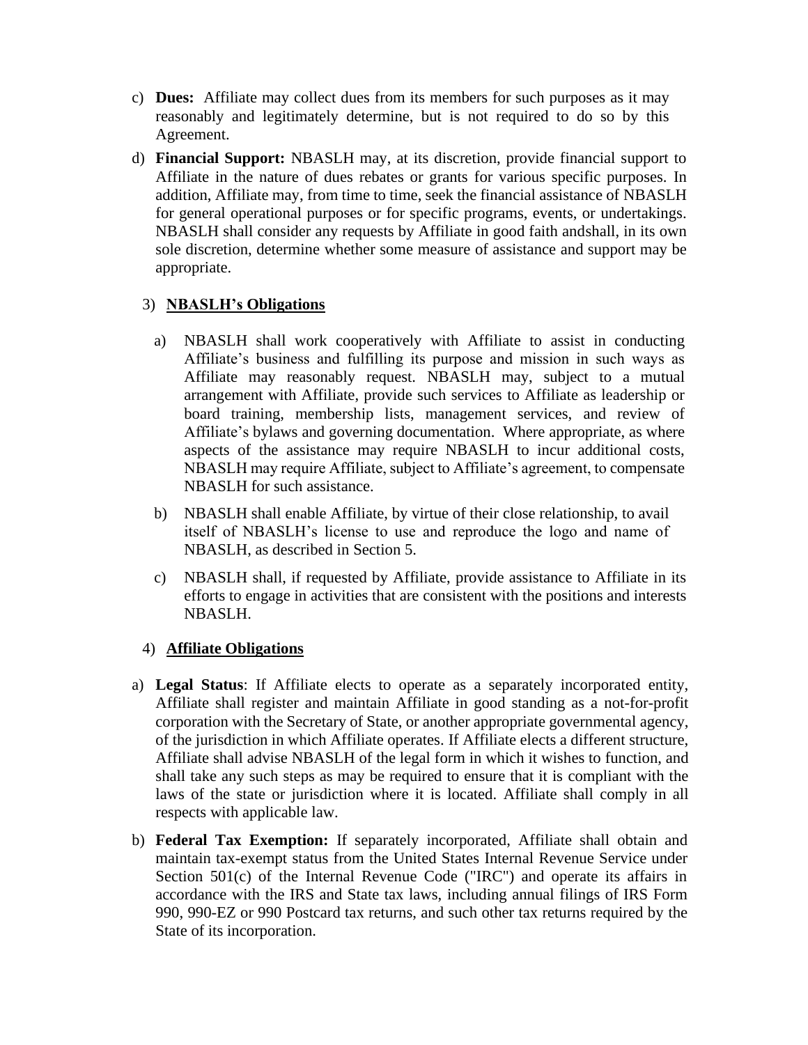c) **Dues:** Affiliate may collect dues from its members for such purposes as it may reasonably and legitimately determine, but is not required to do so by this Agreement.

d) **Financial Support:** NBASLH may, at its discretion, provide financial support to Affiliate in the nature of dues rebates or grants for various specific purposes. In addition, Affiliate may, from time to time, seek the financial assistance of NBASLH for general operational purposes or for specific programs, events, or undertakings. NBASLH shall consider any requests by Affiliate in good faith andshall, in its own sole discretion, determine whether some measure of assistance and support may be appropriate.

3) **<u>NBASLH's Obligations</u>**

a) NBASLH shall work cooperatively with Affiliate to assist in conducting Affiliate's business and fulfilling its purpose and mission in such ways as Affiliate may reasonably request. NBASLH may, subject to a mutual arrangement with Affiliate, provide such services to Affiliate as leadership or board training, membership lists, management services, and review of Affiliate's bylaws and governing documentation. Where appropriate, as where aspects of the assistance may require NBASLH to incur additional costs, NBASLH may require Affiliate, subject to Affiliate's agreement, to compensate NBASLH for such assistance.

b) NBASLH shall enable Affiliate, by virtue of their close relationship, to avail itself of NBASLH's license to use and reproduce the logo and name of NBASLH, as described in Section 5.

c) NBASLH shall, if requested by Affiliate, provide assistance to Affiliate in its efforts to engage in activities that are consistent with the positions and interests NBASLH.

4) **<u>Affiliate Obligations</u>**

a) **Legal Status**: If Affiliate elects to operate as a separately incorporated entity, Affiliate shall register and maintain Affiliate in good standing as a not-for-profit corporation with the Secretary of State, or another appropriate governmental agency, of the jurisdiction in which Affiliate operates. If Affiliate elects a different structure, Affiliate shall advise NBASLH of the legal form in which it wishes to function, and shall take any such steps as may be required to ensure that it is compliant with the laws of the state or jurisdiction where it is located. Affiliate shall comply in all respects with applicable law.

b) **Federal Tax Exemption:** If separately incorporated, Affiliate shall obtain and maintain tax-exempt status from the United States Internal Revenue Service under Section 501(c) of the Internal Revenue Code ("IRC") and operate its affairs in accordance with the IRS and State tax laws, including annual filings of IRS Form 990, 990-EZ or 990 Postcard tax returns, and such other tax returns required by the State of its incorporation.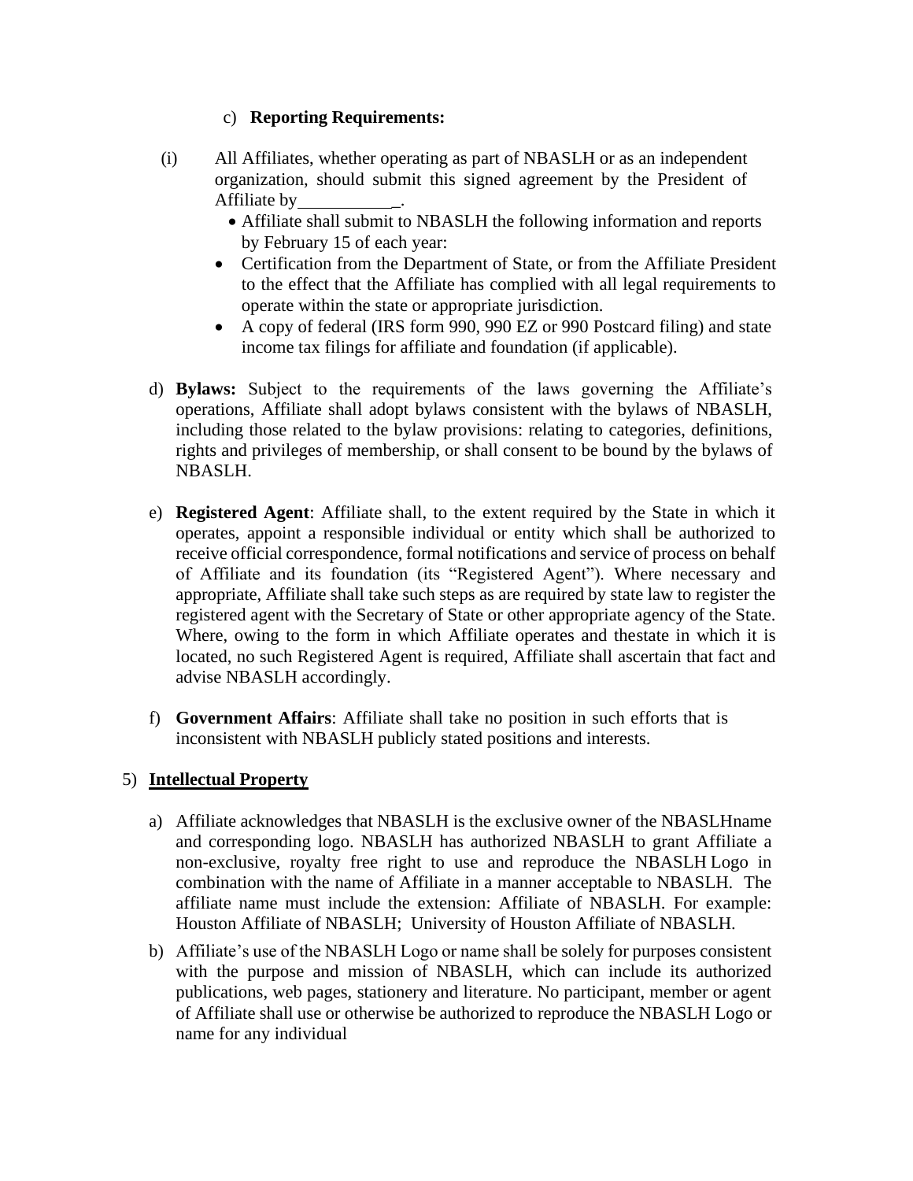c) **Reporting Requirements:**

(i) All Affiliates, whether operating as part of NBASLH or as an independent organization, should submit this signed agreement by the President of Affiliate by___________.

- Affiliate shall submit to NBASLH the following information and reports by February 15 of each year:
- Certification from the Department of State, or from the Affiliate President to the effect that the Affiliate has complied with all legal requirements to operate within the state or appropriate jurisdiction.
- A copy of federal (IRS form 990, 990 EZ or 990 Postcard filing) and state income tax filings for affiliate and foundation (if applicable).

d) **Bylaws:** Subject to the requirements of the laws governing the Affiliate's operations, Affiliate shall adopt bylaws consistent with the bylaws of NBASLH, including those related to the bylaw provisions: relating to categories, definitions, rights and privileges of membership, or shall consent to be bound by the bylaws of NBASLH.

e) **Registered Agent**: Affiliate shall, to the extent required by the State in which it operates, appoint a responsible individual or entity which shall be authorized to receive official correspondence, formal notifications and service of process on behalf of Affiliate and its foundation (its "Registered Agent"). Where necessary and appropriate, Affiliate shall take such steps as are required by state law to register the registered agent with the Secretary of State or other appropriate agency of the State. Where, owing to the form in which Affiliate operates and thestate in which it is located, no such Registered Agent is required, Affiliate shall ascertain that fact and advise NBASLH accordingly.

f) **Government Affairs**: Affiliate shall take no position in such efforts that is inconsistent with NBASLH publicly stated positions and interests.

5) **Intellectual Property**

a) Affiliate acknowledges that NBASLH is the exclusive owner of the NBASLHname and corresponding logo. NBASLH has authorized NBASLH to grant Affiliate a non-exclusive, royalty free right to use and reproduce the NBASLH Logo in combination with the name of Affiliate in a manner acceptable to NBASLH. The affiliate name must include the extension: Affiliate of NBASLH. For example: Houston Affiliate of NBASLH; University of Houston Affiliate of NBASLH.

b) Affiliate's use of the NBASLH Logo or name shall be solely for purposes consistent with the purpose and mission of NBASLH, which can include its authorized publications, web pages, stationery and literature. No participant, member or agent of Affiliate shall use or otherwise be authorized to reproduce the NBASLH Logo or name for any individual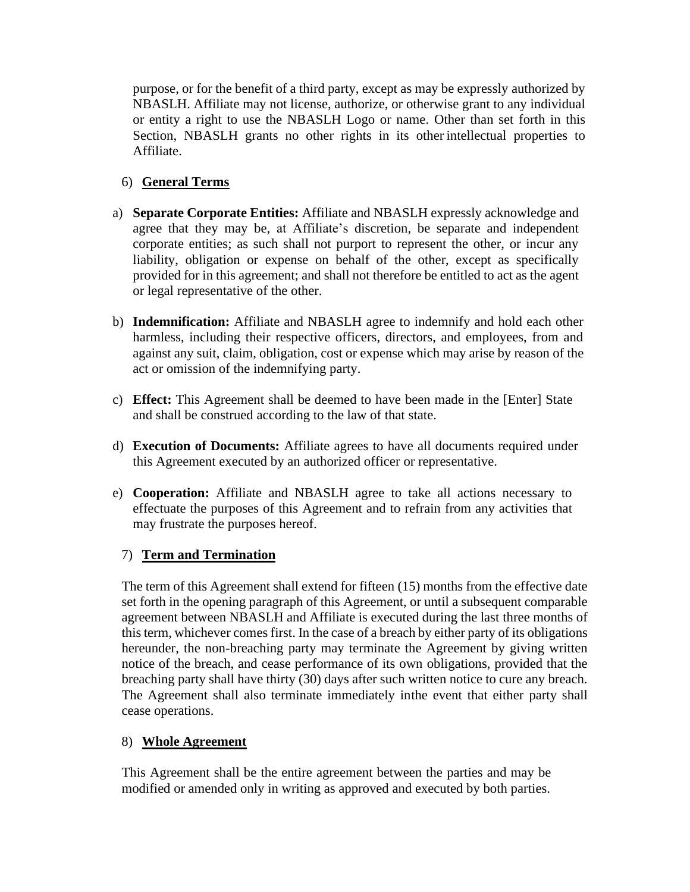purpose, or for the benefit of a third party, except as may be expressly authorized by NBASLH. Affiliate may not license, authorize, or otherwise grant to any individual or entity a right to use the NBASLH Logo or name. Other than set forth in this Section, NBASLH grants no other rights in its other intellectual properties to Affiliate.

6) **General Terms**

a) **Separate Corporate Entities:** Affiliate and NBASLH expressly acknowledge and agree that they may be, at Affiliate's discretion, be separate and independent corporate entities; as such shall not purport to represent the other, or incur any liability, obligation or expense on behalf of the other, except as specifically provided for in this agreement; and shall not therefore be entitled to act as the agent or legal representative of the other.

b) **Indemnification:** Affiliate and NBASLH agree to indemnify and hold each other harmless, including their respective officers, directors, and employees, from and against any suit, claim, obligation, cost or expense which may arise by reason of the act or omission of the indemnifying party.

c) **Effect:** This Agreement shall be deemed to have been made in the [Enter] State and shall be construed according to the law of that state.

d) **Execution of Documents:** Affiliate agrees to have all documents required under this Agreement executed by an authorized officer or representative.

e) **Cooperation:** Affiliate and NBASLH agree to take all actions necessary to effectuate the purposes of this Agreement and to refrain from any activities that may frustrate the purposes hereof.

7) **Term and Termination**

The term of this Agreement shall extend for fifteen (15) months from the effective date set forth in the opening paragraph of this Agreement, or until a subsequent comparable agreement between NBASLH and Affiliate is executed during the last three months of this term, whichever comes first. In the case of a breach by either party of its obligations hereunder, the non-breaching party may terminate the Agreement by giving written notice of the breach, and cease performance of its own obligations, provided that the breaching party shall have thirty (30) days after such written notice to cure any breach. The Agreement shall also terminate immediately inthe event that either party shall cease operations.

8) **Whole Agreement**

This Agreement shall be the entire agreement between the parties and may be modified or amended only in writing as approved and executed by both parties.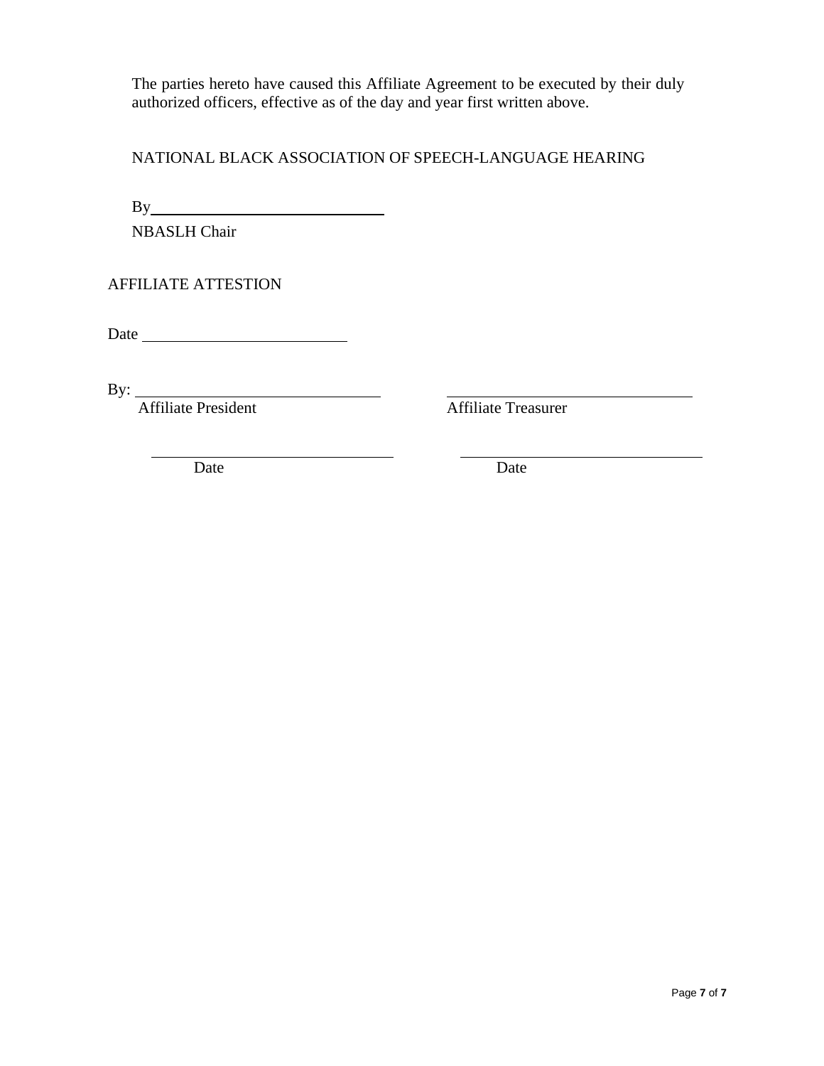The parties hereto have caused this Affiliate Agreement to be executed by their duly authorized officers, effective as of the day and year first written above.

NATIONAL BLACK ASSOCIATION OF SPEECH-LANGUAGE HEARING

By ______________________________

NBASLH Chair

AFFILIATE ATTESTION

Date __________________________

By: ______________________________ ______________________________

Affiliate President Affiliate Treasurer

______________________________ ______________________________

Date Date